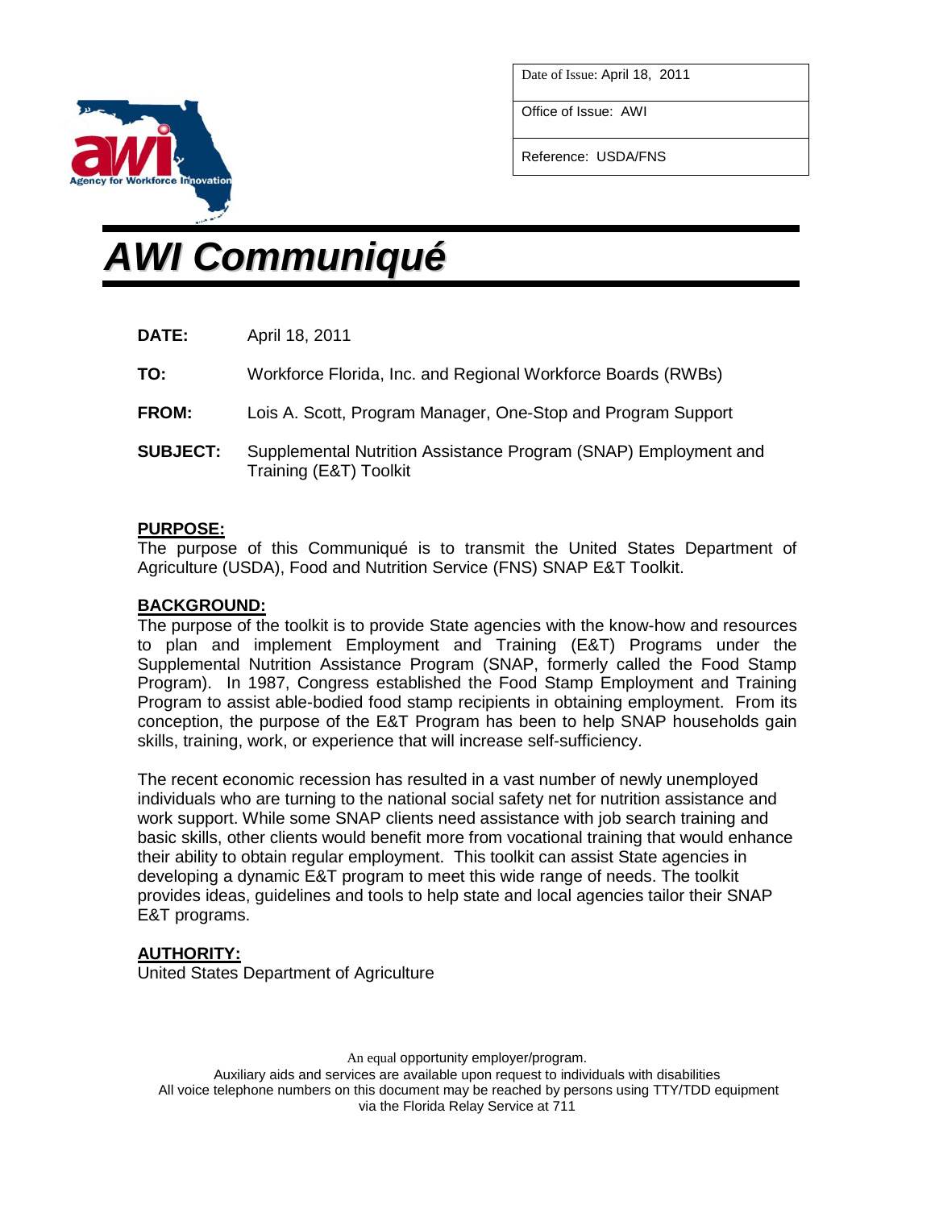| Date of Issue: April 18, 2011 |
| --- |
| Office of Issue: AWI |
| Reference: USDA/FNS |

# AWI Communiqué

**DATE:** April 18, 2011

**TO:** Workforce Florida, Inc. and Regional Workforce Boards (RWBs)

**FROM:** Lois A. Scott, Program Manager, One-Stop and Program Support

**SUBJECT:** Supplemental Nutrition Assistance Program (SNAP) Employment and Training (E&T) Toolkit

**PURPOSE:**

The purpose of this Communiqué is to transmit the United States Department of Agriculture (USDA), Food and Nutrition Service (FNS) SNAP E&T Toolkit.

**BACKGROUND:**

The purpose of the toolkit is to provide State agencies with the know-how and resources to plan and implement Employment and Training (E&T) Programs under the Supplemental Nutrition Assistance Program (SNAP, formerly called the Food Stamp Program). In 1987, Congress established the Food Stamp Employment and Training Program to assist able-bodied food stamp recipients in obtaining employment. From its conception, the purpose of the E&T Program has been to help SNAP households gain skills, training, work, or experience that will increase self-sufficiency.

The recent economic recession has resulted in a vast number of newly unemployed individuals who are turning to the national social safety net for nutrition assistance and work support. While some SNAP clients need assistance with job search training and basic skills, other clients would benefit more from vocational training that would enhance their ability to obtain regular employment. This toolkit can assist State agencies in developing a dynamic E&T program to meet this wide range of needs. The toolkit provides ideas, guidelines and tools to help state and local agencies tailor their SNAP E&T programs.

**AUTHORITY:**

United States Department of Agriculture

An equal opportunity employer/program.
Auxiliary aids and services are available upon request to individuals with disabilities
All voice telephone numbers on this document may be reached by persons using TTY/TDD equipment via the Florida Relay Service at 711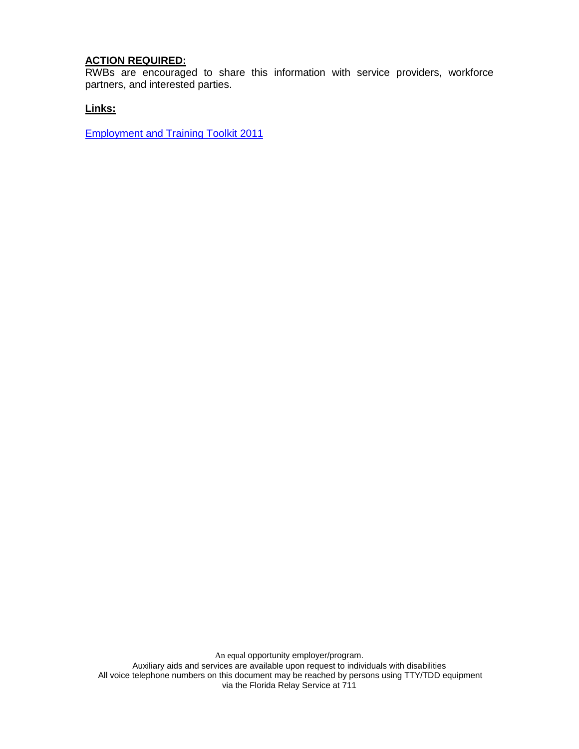**ACTION REQUIRED:**

RWBs are encouraged to share this information with service providers, workforce partners, and interested parties.

**Links:**

Employment and Training Toolkit 2011

An equal opportunity employer/program.
Auxiliary aids and services are available upon request to individuals with disabilities
All voice telephone numbers on this document may be reached by persons using TTY/TDD equipment via the Florida Relay Service at 711